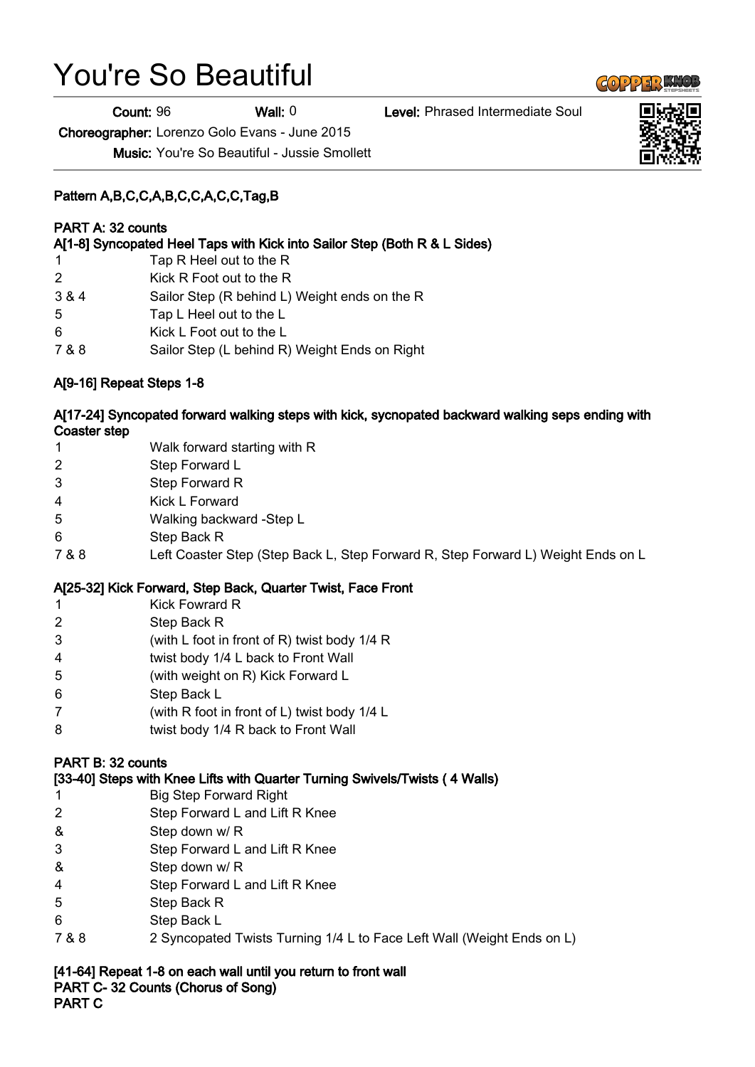# You're So Beautiful

**Count:** 96 **Wall:** 0 **Level:** Phrased Intermediate Soul

**Choreographer:** Lorenzo Golo Evans - June 2015

**Music:** You're So Beautiful - Jussie Smollett

**Pattern A,B,C,C,A,B,C,C,A,C,C,Tag,B**

**PART A: 32 counts**

**A[1-8] Syncopated Heel Taps with Kick into Sailor Step (Both R & L Sides)**

| | |
|---|---|
| 1 | Tap R Heel out to the R |
| 2 | Kick R Foot out to the R |
| 3 & 4 | Sailor Step (R behind L) Weight ends on the R |
| 5 | Tap L Heel out to the L |
| 6 | Kick L Foot out to the L |
| 7 & 8 | Sailor Step (L behind R) Weight Ends on Right |

**A[9-16] Repeat Steps 1-8**

**A[17-24] Syncopated forward walking steps with kick, sycnopated backward walking seps ending with Coaster step**

| | |
|---|---|
| 1 | Walk forward starting with R |
| 2 | Step Forward L |
| 3 | Step Forward R |
| 4 | Kick L Forward |
| 5 | Walking backward -Step L |
| 6 | Step Back R |
| 7 & 8 | Left Coaster Step (Step Back L, Step Forward R, Step Forward L) Weight Ends on L |

**A[25-32] Kick Forward, Step Back, Quarter Twist, Face Front**

| | |
|---|---|
| 1 | Kick Fowrard R |
| 2 | Step Back R |
| 3 | (with L foot in front of R) twist body 1/4 R |
| 4 | twist body 1/4 L back to Front Wall |
| 5 | (with weight on R) Kick Forward L |
| 6 | Step Back L |
| 7 | (with R foot in front of L) twist body 1/4 L |
| 8 | twist body 1/4 R back to Front Wall |

**PART B: 32 counts**

**[33-40] Steps with Knee Lifts with Quarter Turning Swivels/Twists ( 4 Walls)**

| | |
|---|---|
| 1 | Big Step Forward Right |
| 2 | Step Forward L and Lift R Knee |
| & | Step down w/ R |
| 3 | Step Forward L and Lift R Knee |
| & | Step down w/ R |
| 4 | Step Forward L and Lift R Knee |
| 5 | Step Back R |
| 6 | Step Back L |
| 7 & 8 | 2 Syncopated Twists Turning 1/4 L to Face Left Wall (Weight Ends on L) |

**[41-64] Repeat 1-8 on each wall until you return to front wall**

**PART C- 32 Counts (Chorus of Song)**

**PART C**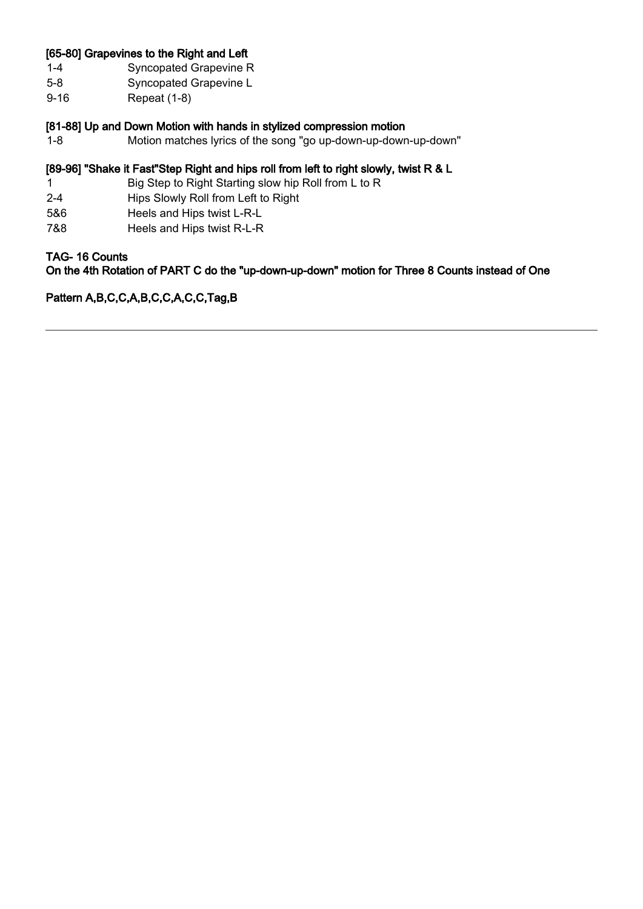**[65-80] Grapevines to the Right and Left**

| | |
|---|---|
| 1-4 | Syncopated Grapevine R |
| 5-8 | Syncopated Grapevine L |
| 9-16 | Repeat (1-8) |

**[81-88] Up and Down Motion with hands in stylized compression motion**

| | |
|---|---|
| 1-8 | Motion matches lyrics of the song "go up-down-up-down-up-down" |

**[89-96] "Shake it Fast"Step Right and hips roll from left to right slowly, twist R & L**

| | |
|---|---|
| 1 | Big Step to Right Starting slow hip Roll from L to R |
| 2-4 | Hips Slowly Roll from Left to Right |
| 5&6 | Heels and Hips twist L-R-L |
| 7&8 | Heels and Hips twist R-L-R |

**TAG- 16 Counts**
**On the 4th Rotation of PART C do the "up-down-up-down" motion for Three 8 Counts instead of One**

**Pattern A,B,C,C,A,B,C,C,A,C,C,Tag,B**

---